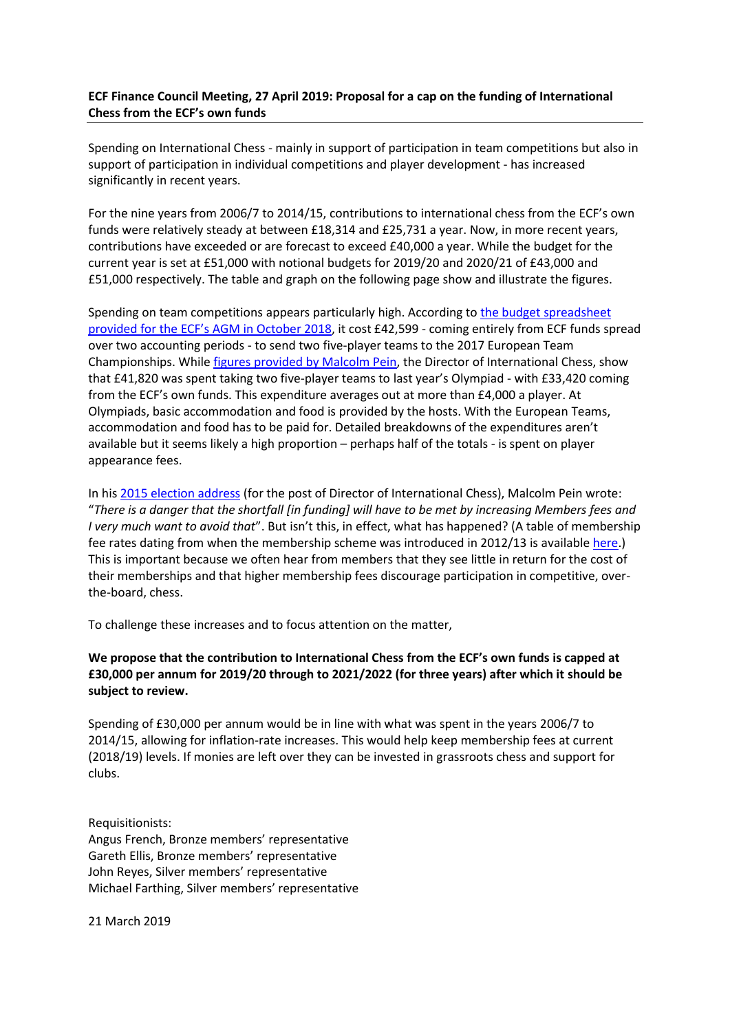**ECF Finance Council Meeting, 27 April 2019: Proposal for a cap on the funding of International Chess from the ECF's own funds**

Spending on International Chess - mainly in support of participation in team competitions but also in support of participation in individual competitions and player development - has increased significantly in recent years.

For the nine years from 2006/7 to 2014/15, contributions to international chess from the ECF's own funds were relatively steady at between £18,314 and £25,731 a year. Now, in more recent years, contributions have exceeded or are forecast to exceed £40,000 a year. While the budget for the current year is set at £51,000 with notional budgets for 2019/20 and 2020/21 of £43,000 and £51,000 respectively. The table and graph on the following page show and illustrate the figures.

Spending on team competitions appears particularly high. According to the budget spreadsheet provided for the ECF's AGM in October 2018, it cost £42,599 - coming entirely from ECF funds spread over two accounting periods - to send two five-player teams to the 2017 European Team Championships. While figures provided by Malcolm Pein, the Director of International Chess, show that £41,820 was spent taking two five-player teams to last year's Olympiad - with £33,420 coming from the ECF's own funds. This expenditure averages out at more than £4,000 a player. At Olympiads, basic accommodation and food is provided by the hosts. With the European Teams, accommodation and food has to be paid for. Detailed breakdowns of the expenditures aren't available but it seems likely a high proportion – perhaps half of the totals - is spent on player appearance fees.

In his 2015 election address (for the post of Director of International Chess), Malcolm Pein wrote: "*There is a danger that the shortfall [in funding] will have to be met by increasing Members fees and I very much want to avoid that*". But isn't this, in effect, what has happened? (A table of membership fee rates dating from when the membership scheme was introduced in 2012/13 is available here.) This is important because we often hear from members that they see little in return for the cost of their memberships and that higher membership fees discourage participation in competitive, over-the-board, chess.

To challenge these increases and to focus attention on the matter,

**We propose that the contribution to International Chess from the ECF's own funds is capped at £30,000 per annum for 2019/20 through to 2021/2022 (for three years) after which it should be subject to review.**

Spending of £30,000 per annum would be in line with what was spent in the years 2006/7 to 2014/15, allowing for inflation-rate increases. This would help keep membership fees at current (2018/19) levels. If monies are left over they can be invested in grassroots chess and support for clubs.

Requisitionists:
Angus French, Bronze members' representative
Gareth Ellis, Bronze members' representative
John Reyes, Silver members' representative
Michael Farthing, Silver members' representative

21 March 2019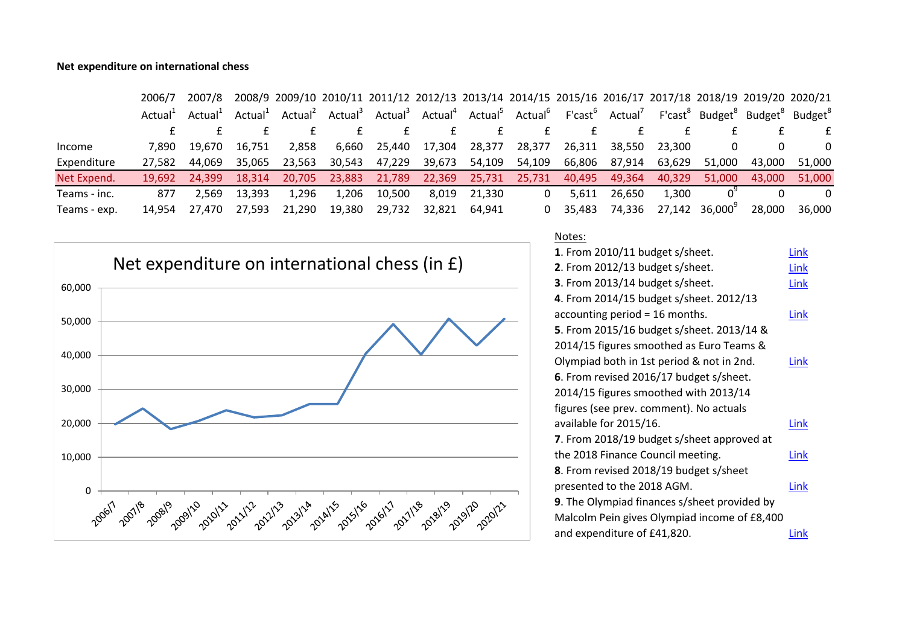**Net expenditure on international chess**

| | 2006/7 | 2007/8 | 2008/9 | 2009/10 | 2010/11 | 2011/12 | 2012/13 | 2013/14 | 2014/15 | 2015/16 | 2016/17 | 2017/18 | 2018/19 | 2019/20 | 2020/21 |
|---|---|---|---|---|---|---|---|---|---|---|---|---|---|---|---|
| | Actual[1] | Actual[1] | Actual[1] | Actual[2] | Actual[3] | Actual[3] | Actual[4] | Actual[5] | Actual[6] | F'cast[6] | Actual[7] | F'cast[8] | Budget[8] | Budget[8] | Budget[8] |
| | £ | £ | £ | £ | £ | £ | £ | £ | £ | £ | £ | £ | £ | £ | £ |
| Income | 7,890 | 19,670 | 16,751 | 2,858 | 6,660 | 25,440 | 17,304 | 28,377 | 28,377 | 26,311 | 38,550 | 23,300 | 0 | 0 | 0 |
| Expenditure | 27,582 | 44,069 | 35,065 | 23,563 | 30,543 | 47,229 | 39,673 | 54,109 | 54,109 | 66,806 | 87,914 | 63,629 | 51,000 | 43,000 | 51,000 |
| Net Expend. | 19,692 | 24,399 | 18,314 | 20,705 | 23,883 | 21,789 | 22,369 | 25,731 | 25,731 | 40,495 | 49,364 | 40,329 | 51,000 | 43,000 | 51,000 |
| Teams - inc. | 877 | 2,569 | 13,393 | 1,296 | 1,206 | 10,500 | 8,019 | 21,330 | 0 | 5,611 | 26,650 | 1,300 | 0[9] | 0 | 0 |
| Teams - exp. | 14,954 | 27,470 | 27,593 | 21,290 | 19,380 | 29,732 | 32,821 | 64,941 | 0 | 35,483 | 74,336 | 27,142 | 36,000[9] | 28,000 | 36,000 |

Net expenditure on international chess (in £)

60,000
50,000
40,000
30,000
20,000
10,000
0

2006/7 2007/8 2008/9 2009/10 2010/11 2011/12 2012/13 2013/14 2014/15 2015/16 2016/17 2017/18 2018/19 2019/20 2020/21

Notes:

**1**. From 2010/11 budget s/sheet. Link

**2**. From 2012/13 budget s/sheet. Link

**3**. From 2013/14 budget s/sheet. Link

**4**. From 2014/15 budget s/sheet. 2012/13 accounting period = 16 months. Link

**5**. From 2015/16 budget s/sheet. 2013/14 & 2014/15 figures smoothed as Euro Teams & Olympiad both in 1st period & not in 2nd. Link

**6**. From revised 2016/17 budget s/sheet. 2014/15 figures smoothed with 2013/14 figures (see prev. comment). No actuals available for 2015/16. Link

**7**. From 2018/19 budget s/sheet approved at the 2018 Finance Council meeting. Link

**8**. From revised 2018/19 budget s/sheet presented to the 2018 AGM. Link

**9**. The Olympiad finances s/sheet provided by Malcolm Pein gives Olympiad income of £8,400 and expenditure of £41,820. Link